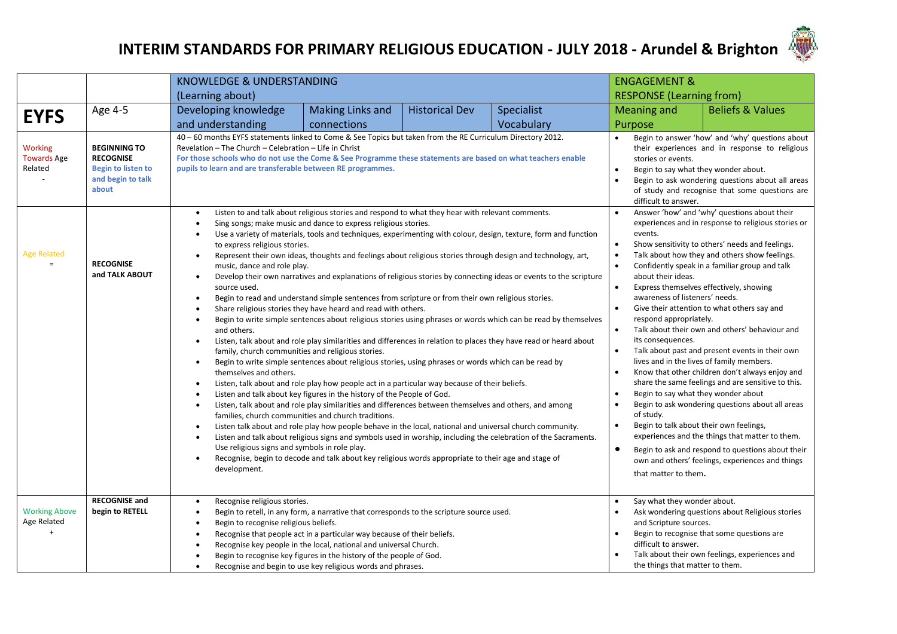# INTERIM STANDARDS FOR PRIMARY RELIGIOUS EDUCATION - JULY 2018 - Arundel & Brighton

| | | KNOWLEDGE & UNDERSTANDING (Learning about) | | | | ENGAGEMENT & RESPONSE (Learning from) | |
|---|---|---|---|---|---|---|---|
| **EYFS** | Age 4-5 | Developing knowledge and understanding | Making Links and connections | Historical Dev | Specialist Vocabulary | Meaning and Purpose | Beliefs & Values |
| Working Towards Age Related - | **BEGINNING TO RECOGNISE** **Begin to listen to and begin to talk about** | 40 – 60 months EYFS statements linked to Come & See Topics but taken from the RE Curriculum Directory 2012. Revelation – The Church – Celebration – Life in Christ **For those schools who do not use the Come & See Programme these statements are based on what teachers enable pupils to learn and are transferable between RE programmes.** | | | | • Begin to answer 'how' and 'why' questions about their experiences and in response to religious stories or events. • Begin to say what they wonder about. • Begin to ask wondering questions about all areas of study and recognise that some questions are difficult to answer. | |
| Age Related = | **RECOGNISE and TALK ABOUT** | • Listen to and talk about religious stories and respond to what they hear with relevant comments. • Sing songs; make music and dance to express religious stories. • Use a variety of materials, tools and techniques, experimenting with colour, design, texture, form and function to express religious stories. • Represent their own ideas, thoughts and feelings about religious stories through design and technology, art, music, dance and role play. • Develop their own narratives and explanations of religious stories by connecting ideas or events to the scripture source used. • Begin to read and understand simple sentences from scripture or from their own religious stories. • Share religious stories they have heard and read with others. • Begin to write simple sentences about religious stories using phrases or words which can be read by themselves and others. • Listen, talk about and role play similarities and differences in relation to places they have read or heard about family, church communities and religious stories. • Begin to write simple sentences about religious stories, using phrases or words which can be read by themselves and others. • Listen, talk about and role play how people act in a particular way because of their beliefs. • Listen and talk about key figures in the history of the People of God. • Listen, talk about and role play similarities and differences between themselves and others, and among families, church communities and church traditions. • Listen talk about and role play how people behave in the local, national and universal church community. • Listen and talk about religious signs and symbols used in worship, including the celebration of the Sacraments. Use religious signs and symbols in role play. • Recognise, begin to decode and talk about key religious words appropriate to their age and stage of development. | | | | • Answer 'how' and 'why' questions about their experiences and in response to religious stories or events. • Show sensitivity to others' needs and feelings. • Talk about how they and others show feelings. • Confidently speak in a familiar group and talk about their ideas. • Express themselves effectively, showing awareness of listeners' needs. • Give their attention to what others say and respond appropriately. • Talk about their own and others' behaviour and its consequences. • Talk about past and present events in their own lives and in the lives of family members. • Know that other children don't always enjoy and share the same feelings and are sensitive to this. • Begin to say what they wonder about • Begin to ask wondering questions about all areas of study. • Begin to talk about their own feelings, experiences and the things that matter to them. • Begin to ask and respond to questions about their own and others' feelings, experiences and things that matter to them. | |
| Working Above Age Related + | **RECOGNISE and begin to RETELL** | • Recognise religious stories. • Begin to retell, in any form, a narrative that corresponds to the scripture source used. • Begin to recognise religious beliefs. • Recognise that people act in a particular way because of their beliefs. • Recognise key people in the local, national and universal Church. • Begin to recognise key figures in the history of the people of God. • Recognise and begin to use key religious words and phrases. | | | | • Say what they wonder about. • Ask wondering questions about Religious stories and Scripture sources. • Begin to recognise that some questions are difficult to answer. • Talk about their own feelings, experiences and the things that matter to them. | |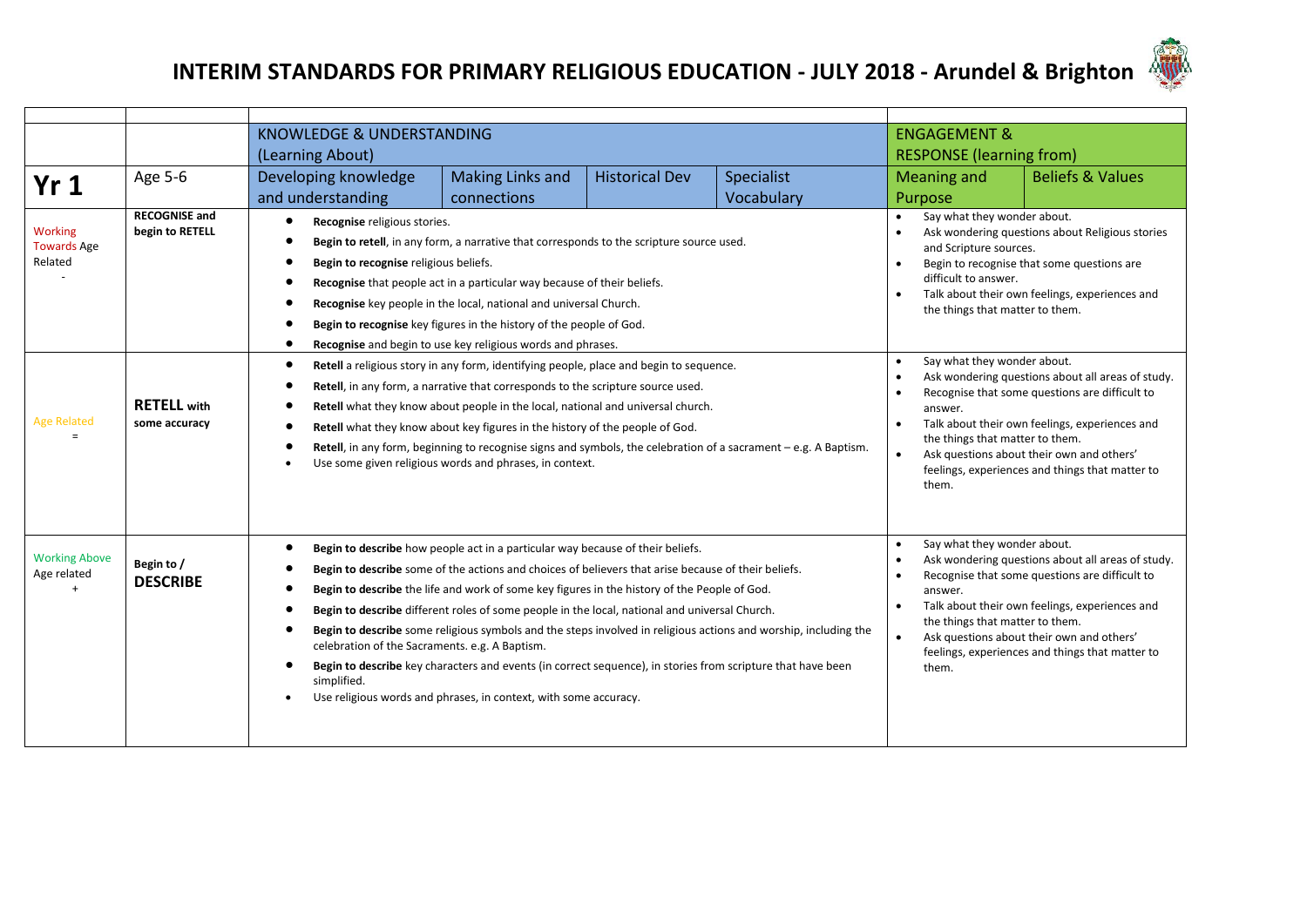# INTERIM STANDARDS FOR PRIMARY RELIGIOUS EDUCATION - JULY 2018 - Arundel & Brighton

| | | KNOWLEDGE & UNDERSTANDING (Learning About) | | | | ENGAGEMENT & RESPONSE (learning from) | |
|---|---|---|---|---|---|---|---|
| **Yr 1** | Age 5-6 | Developing knowledge and understanding | Making Links and connections | Historical Dev | Specialist Vocabulary | Meaning and Purpose | Beliefs & Values |
| Working Towards Age Related - | **RECOGNISE and begin to RETELL** | • **Recognise** religious stories.<br>• **Begin to retell**, in any form, a narrative that corresponds to the scripture source used.<br>• **Begin to recognise** religious beliefs.<br>• **Recognise** that people act in a particular way because of their beliefs.<br>• **Recognise** key people in the local, national and universal Church.<br>• **Begin to recognise** key figures in the history of the people of God.<br>• **Recognise** and begin to use key religious words and phrases. | | | | • Say what they wonder about.<br>• Ask wondering questions about Religious stories and Scripture sources.<br>• Begin to recognise that some questions are difficult to answer.<br>• Talk about their own feelings, experiences and the things that matter to them. | |
| Age Related = | **RETELL with some accuracy** | • **Retell** a religious story in any form, identifying people, place and begin to sequence.<br>• **Retell**, in any form, a narrative that corresponds to the scripture source used.<br>• **Retell** what they know about people in the local, national and universal church.<br>• **Retell** what they know about key figures in the history of the people of God.<br>• **Retell**, in any form, beginning to recognise signs and symbols, the celebration of a sacrament – e.g. A Baptism.<br>• Use some given religious words and phrases, in context. | | | | • Say what they wonder about.<br>• Ask wondering questions about all areas of study.<br>• Recognise that some questions are difficult to answer.<br>• Talk about their own feelings, experiences and the things that matter to them.<br>• Ask questions about their own and others' feelings, experiences and things that matter to them. | |
| Working Above Age related + | **Begin to / DESCRIBE** | • **Begin to describe** how people act in a particular way because of their beliefs.<br>• **Begin to describe** some of the actions and choices of believers that arise because of their beliefs.<br>• **Begin to describe** the life and work of some key figures in the history of the People of God.<br>• **Begin to describe** different roles of some people in the local, national and universal Church.<br>• **Begin to describe** some religious symbols and the steps involved in religious actions and worship, including the celebration of the Sacraments. e.g. A Baptism.<br>• **Begin to describe** key characters and events (in correct sequence), in stories from scripture that have been simplified.<br>• Use religious words and phrases, in context, with some accuracy. | | | | • Say what they wonder about.<br>• Ask wondering questions about all areas of study.<br>• Recognise that some questions are difficult to answer.<br>• Talk about their own feelings, experiences and the things that matter to them.<br>• Ask questions about their own and others' feelings, experiences and things that matter to them. | |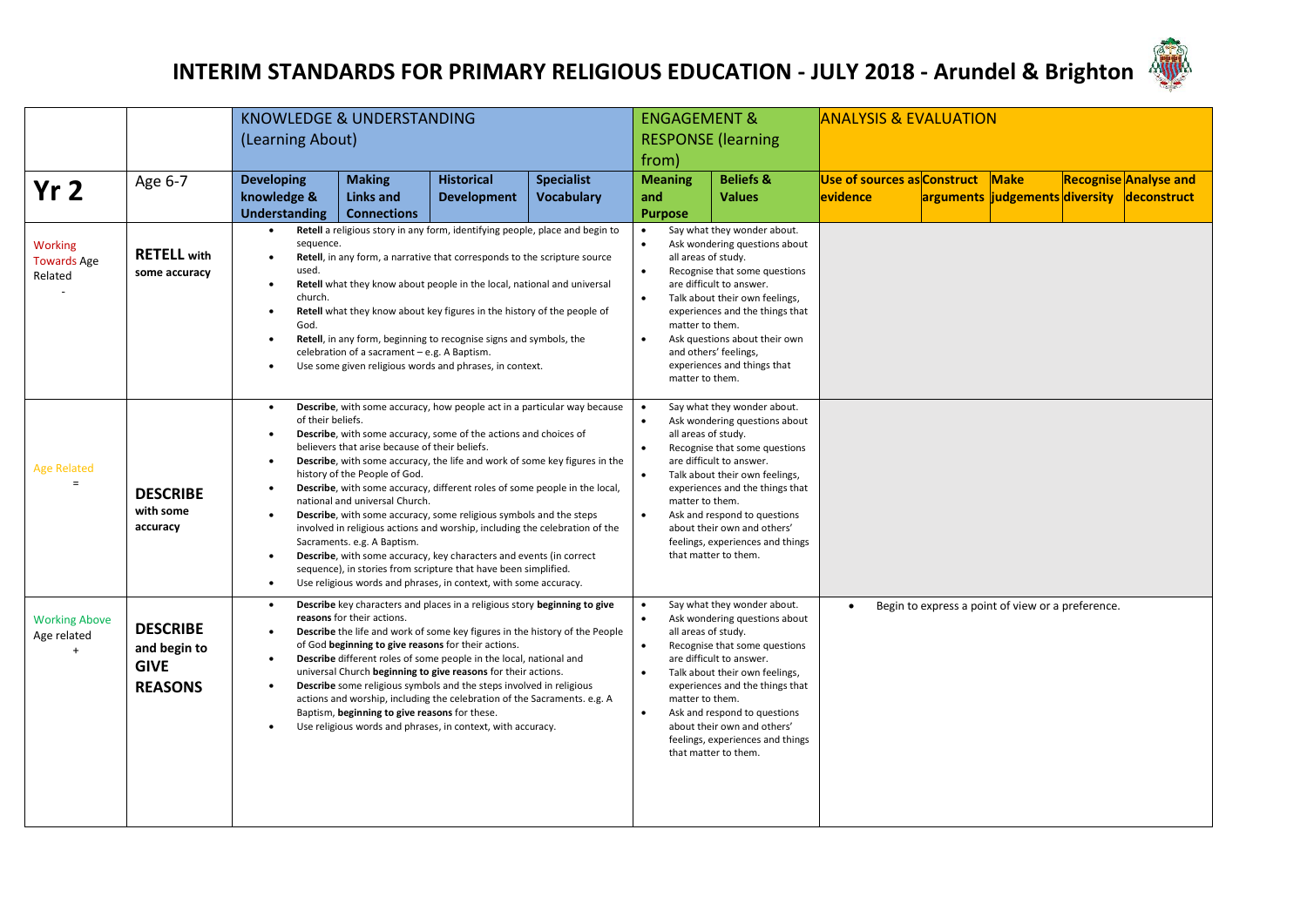# INTERIM STANDARDS FOR PRIMARY RELIGIOUS EDUCATION - JULY 2018 - Arundel & Brighton

| | | KNOWLEDGE & UNDERSTANDING (Learning About) | | | | ENGAGEMENT & RESPONSE (learning from) | | ANALYSIS & EVALUATION | | | | |
|---|---|---|---|---|---|---|---|---|---|---|---|---|
| **Yr 2** | Age 6-7 | **Developing knowledge & Understanding** | **Making Links and Connections** | **Historical Development** | **Specialist Vocabulary** | **Meaning and Purpose** | **Beliefs & Values** | **Use of sources as evidence** | **Construct arguments** | **Make judgements** | **Recognise diversity** | **Analyse and deconstruct** |
| Working Towards Age Related - | **RETELL with some accuracy** | • **Retell** a religious story in any form, identifying people, place and begin to sequence.<br>• **Retell**, in any form, a narrative that corresponds to the scripture source used.<br>• **Retell** what they know about people in the local, national and universal church.<br>• **Retell** what they know about key figures in the history of the people of God.<br>• **Retell**, in any form, beginning to recognise signs and symbols, the celebration of a sacrament – e.g. A Baptism.<br>• Use some given religious words and phrases, in context. | | | | • Say what they wonder about.<br>• Ask wondering questions about all areas of study.<br>• Recognise that some questions are difficult to answer.<br>• Talk about their own feelings, experiences and the things that matter to them.<br>• Ask questions about their own and others' feelings, experiences and things that matter to them. | | | | | | |
| Age Related = | **DESCRIBE with some accuracy** | • **Describe**, with some accuracy, how people act in a particular way because of their beliefs.<br>• **Describe**, with some accuracy, some of the actions and choices of believers that arise because of their beliefs.<br>• **Describe**, with some accuracy, the life and work of some key figures in the history of the People of God.<br>• **Describe**, with some accuracy, different roles of some people in the local, national and universal Church.<br>• **Describe**, with some accuracy, some religious symbols and the steps involved in religious actions and worship, including the celebration of the Sacraments. e.g. A Baptism.<br>• **Describe**, with some accuracy, key characters and events (in correct sequence), in stories from scripture that have been simplified.<br>• Use religious words and phrases, in context, with some accuracy. | | | | • Say what they wonder about.<br>• Ask wondering questions about all areas of study.<br>• Recognise that some questions are difficult to answer.<br>• Talk about their own feelings, experiences and the things that matter to them.<br>• Ask and respond to questions about their own and others' feelings, experiences and things that matter to them. | | | | | | |
| Working Above Age related + | **DESCRIBE and begin to GIVE REASONS** | • **Describe** key characters and places in a religious story **beginning to give reasons** for their actions.<br>• **Describe** the life and work of some key figures in the history of the People of God **beginning to give reasons** for their actions.<br>• **Describe** different roles of some people in the local, national and universal Church **beginning to give reasons** for their actions.<br>• **Describe** some religious symbols and the steps involved in religious actions and worship, including the celebration of the Sacraments. e.g. A Baptism, **beginning to give reasons** for these.<br>• Use religious words and phrases, in context, with accuracy. | | | | • Say what they wonder about.<br>• Ask wondering questions about all areas of study.<br>• Recognise that some questions are difficult to answer.<br>• Talk about their own feelings, experiences and the things that matter to them.<br>• Ask and respond to questions about their own and others' feelings, experiences and things that matter to them. | | • Begin to express a point of view or a preference. | | | | |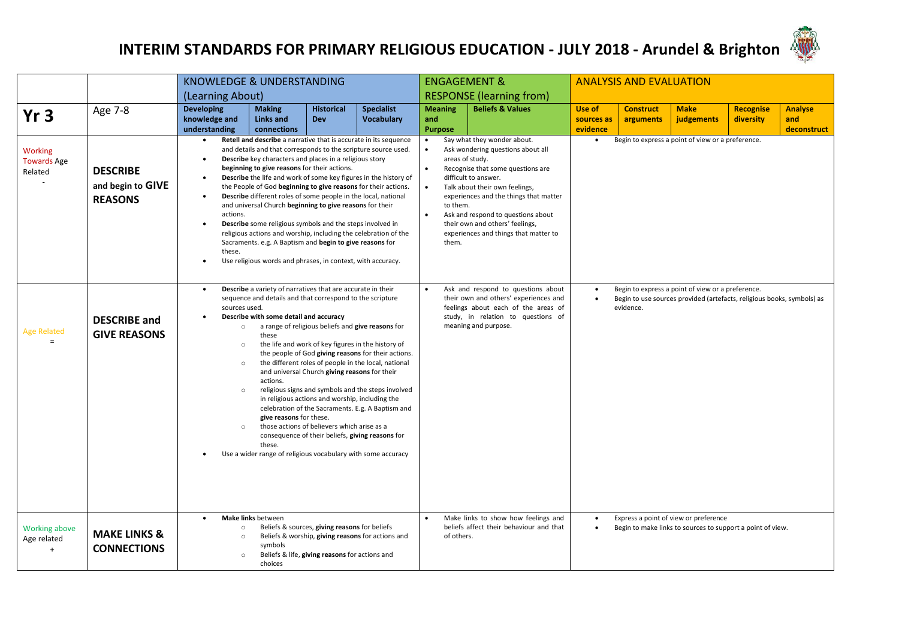# INTERIM STANDARDS FOR PRIMARY RELIGIOUS EDUCATION - JULY 2018 - Arundel & Brighton

| | | KNOWLEDGE & UNDERSTANDING (Learning About) | | | | ENGAGEMENT & RESPONSE (learning from) | | ANALYSIS AND EVALUATION | | | | |
|---|---|---|---|---|---|---|---|---|---|---|---|---|
| **Yr 3** | Age 7-8 | **Developing knowledge and understanding** | **Making Links and connections** | **Historical Dev** | **Specialist Vocabulary** | **Meaning and Purpose** | **Beliefs & Values** | **Use of sources as evidence** | **Construct arguments** | **Make judgements** | **Recognise diversity** | **Analyse and deconstruct** |
| Working Towards Age Related - | **DESCRIBE and begin to GIVE REASONS** | • **Retell and describe** a narrative that is accurate in its sequence and details and that corresponds to the scripture source used.<br>• **Describe** key characters and places in a religious story **beginning to give reasons** for their actions.<br>• **Describe** the life and work of some key figures in the history of the People of God **beginning to give reasons** for their actions.<br>• **Describe** different roles of some people in the local, national and universal Church **beginning to give reasons** for their actions.<br>• **Describe** some religious symbols and the steps involved in religious actions and worship, including the celebration of the Sacraments. e.g. A Baptism and **begin to give reasons** for these.<br>• Use religious words and phrases, in context, with accuracy. | | | | • Say what they wonder about.<br>• Ask wondering questions about all areas of study.<br>• Recognise that some questions are difficult to answer.<br>• Talk about their own feelings, experiences and the things that matter to them.<br>• Ask and respond to questions about their own and others' feelings, experiences and things that matter to them. | | • Begin to express a point of view or a preference. | | | | |
| Age Related = | **DESCRIBE and GIVE REASONS** | • **Describe** a variety of narratives that are accurate in their sequence and details and that correspond to the scripture sources used.<br>• **Describe with some detail and accuracy**<br>&nbsp;&nbsp;○ a range of religious beliefs and **give reasons** for these<br>&nbsp;&nbsp;○ the life and work of key figures in the history of the people of God **giving reasons** for their actions.<br>&nbsp;&nbsp;○ the different roles of people in the local, national and universal Church **giving reasons** for their actions.<br>&nbsp;&nbsp;○ religious signs and symbols and the steps involved in religious actions and worship, including the celebration of the Sacraments. E.g. A Baptism and **give reasons** for these.<br>&nbsp;&nbsp;○ those actions of believers which arise as a consequence of their beliefs, **giving reasons** for these.<br>• Use a wider range of religious vocabulary with some accuracy | | | | • Ask and respond to questions about their own and others' experiences and feelings about each of the areas of study, in relation to questions of meaning and purpose. | | • Begin to express a point of view or a preference.<br>• Begin to use sources provided (artefacts, religious books, symbols) as evidence. | | | | |
| Working above Age related + | **MAKE LINKS & CONNECTIONS** | • **Make links** between<br>&nbsp;&nbsp;○ Beliefs & sources, **giving reasons** for beliefs<br>&nbsp;&nbsp;○ Beliefs & worship, **giving reasons** for actions and symbols<br>&nbsp;&nbsp;○ Beliefs & life, **giving reasons** for actions and choices | | | | • Make links to show how feelings and beliefs affect their behaviour and that of others. | | • Express a point of view or preference<br>• Begin to make links to sources to support a point of view. | | | | |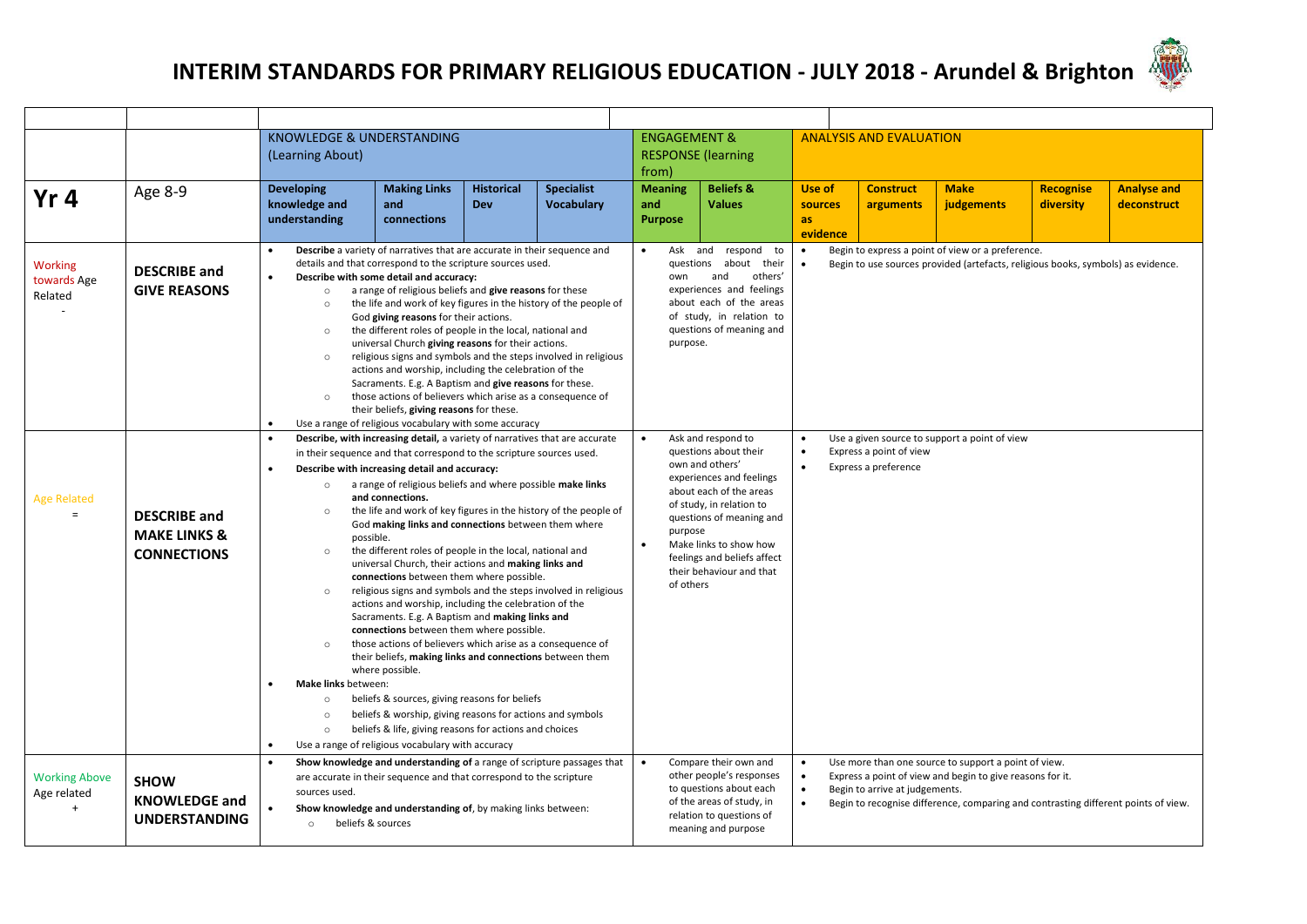# INTERIM STANDARDS FOR PRIMARY RELIGIOUS EDUCATION - JULY 2018 - Arundel & Brighton

| | | KNOWLEDGE & UNDERSTANDING (Learning About) | | | | ENGAGEMENT & RESPONSE (learning from) | | ANALYSIS AND EVALUATION | | | | |
|---|---|---|---|---|---|---|---|---|---|---|---|---|
| **Yr 4** | Age 8-9 | **Developing knowledge and understanding** | **Making Links and connections** | **Historical Dev** | **Specialist Vocabulary** | **Meaning and Purpose** | **Beliefs & Values** | **Use of sources as evidence** | **Construct arguments** | **Make judgements** | **Recognise diversity** | **Analyse and deconstruct** |
| Working towards Age Related - | **DESCRIBE and GIVE REASONS** | • **Describe** a variety of narratives that are accurate in their sequence and details and that correspond to the scripture sources used.<br>• **Describe with some detail and accuracy:**<br>○ a range of religious beliefs and **give reasons** for these<br>○ the life and work of key figures in the history of the people of God **giving reasons** for their actions.<br>○ the different roles of people in the local, national and universal Church **giving reasons** for their actions.<br>○ religious signs and symbols and the steps involved in religious actions and worship, including the celebration of the Sacraments. E.g. A Baptism and **give reasons** for these.<br>○ those actions of believers which arise as a consequence of their beliefs, **giving reasons** for these.<br>• Use a range of religious vocabulary with some accuracy | | | | • Ask and respond to questions about their own and others' experiences and feelings about each of the areas of study, in relation to questions of meaning and purpose. | | • Begin to express a point of view or a preference.<br>• Begin to use sources provided (artefacts, religious books, symbols) as evidence. | | | | |
| Age Related = | **DESCRIBE and MAKE LINKS & CONNECTIONS** | • **Describe, with increasing detail,** a variety of narratives that are accurate in their sequence and that correspond to the scripture sources used.<br>• **Describe with increasing detail and accuracy:**<br>○ a range of religious beliefs and where possible **make links and connections.**<br>○ the life and work of key figures in the history of the people of God **making links and connections** between them where possible.<br>○ the different roles of people in the local, national and universal Church, their actions and **making links and connections** between them where possible.<br>○ religious signs and symbols and the steps involved in religious actions and worship, including the celebration of the Sacraments. E.g. A Baptism and **making links and connections** between them where possible.<br>○ those actions of believers which arise as a consequence of their beliefs, **making links and connections** between them where possible.<br>• **Make links** between:<br>○ beliefs & sources, giving reasons for beliefs<br>○ beliefs & worship, giving reasons for actions and symbols<br>○ beliefs & life, giving reasons for actions and choices<br>• Use a range of religious vocabulary with accuracy | | | | • Ask and respond to questions about their own and others' experiences and feelings about each of the areas of study, in relation to questions of meaning and purpose<br>• Make links to show how feelings and beliefs affect their behaviour and that of others | | • Use a given source to support a point of view<br>• Express a point of view<br>• Express a preference | | | | |
| Working Above Age related + | **SHOW KNOWLEDGE and UNDERSTANDING** | • **Show knowledge and understanding of** a range of scripture passages that are accurate in their sequence and that correspond to the scripture sources used.<br>• **Show knowledge and understanding of**, by making links between:<br>○ beliefs & sources | | | | • Compare their own and other people's responses to questions about each of the areas of study, in relation to questions of meaning and purpose | | • Use more than one source to support a point of view.<br>• Express a point of view and begin to give reasons for it.<br>• Begin to arrive at judgements.<br>• Begin to recognise difference, comparing and contrasting different points of view. | | | | |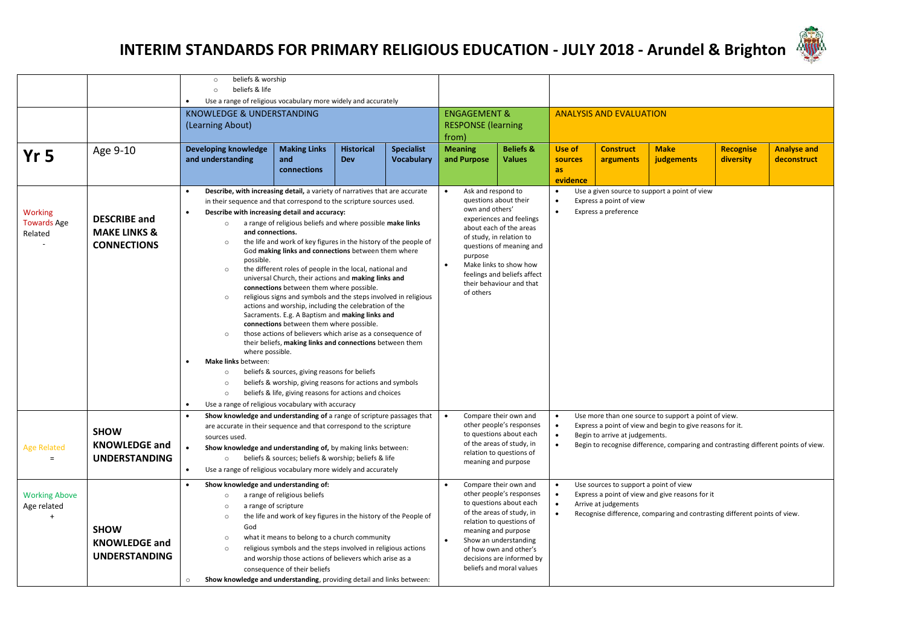# INTERIM STANDARDS FOR PRIMARY RELIGIOUS EDUCATION - JULY 2018 - Arundel & Brighton

| | | | | | | | | | | | | |
|---|---|---|---|---|---|---|---|---|---|---|---|---|
| | | ○ beliefs & worship<br>○ beliefs & life<br>• Use a range of religious vocabulary more widely and accurately | | | | | | | | | | |
| | | **KNOWLEDGE & UNDERSTANDING (Learning About)** | | | | **ENGAGEMENT & RESPONSE (learning from)** | | **ANALYSIS AND EVALUATION** | | | | |
| **Yr 5** | Age 9-10 | **Developing knowledge and understanding** | **Making Links and connections** | **Historical Dev** | **Specialist Vocabulary** | **Meaning and Purpose** | **Beliefs & Values** | **Use of sources as evidence** | **Construct arguments** | **Make judgements** | **Recognise diversity** | **Analyse and deconstruct** |
| Working Towards Age Related<br>- | **DESCRIBE and MAKE LINKS & CONNECTIONS** | • **Describe, with increasing detail,** a variety of narratives that are accurate in their sequence and that correspond to the scripture sources used.<br>• **Describe with increasing detail and accuracy:**<br>○ a range of religious beliefs and where possible **make links and connections.**<br>○ the life and work of key figures in the history of the people of God **making links and connections** between them where possible.<br>○ the different roles of people in the local, national and universal Church, their actions and **making links and connections** between them where possible.<br>○ religious signs and symbols and the steps involved in religious actions and worship, including the celebration of the Sacraments. E.g. A Baptism and **making links and connections** between them where possible.<br>○ those actions of believers which arise as a consequence of their beliefs, **making links and connections** between them where possible.<br>• **Make links** between:<br>○ beliefs & sources, giving reasons for beliefs<br>○ beliefs & worship, giving reasons for actions and symbols<br>○ beliefs & life, giving reasons for actions and choices<br>• Use a range of religious vocabulary with accuracy | | | | • Ask and respond to questions about their own and others' experiences and feelings about each of the areas of study, in relation to questions of meaning and purpose<br>• Make links to show how feelings and beliefs affect their behaviour and that of others | | • Use a given source to support a point of view<br>• Express a point of view<br>• Express a preference | | | | |
| Age Related<br>= | **SHOW KNOWLEDGE and UNDERSTANDING** | • **Show knowledge and understanding of** a range of scripture passages that are accurate in their sequence and that correspond to the scripture sources used.<br>• **Show knowledge and understanding of,** by making links between:<br>○ beliefs & sources; beliefs & worship; beliefs & life<br>• Use a range of religious vocabulary more widely and accurately | | | | • Compare their own and other people's responses to questions about each of the areas of study, in relation to questions of meaning and purpose | | • Use more than one source to support a point of view.<br>• Express a point of view and begin to give reasons for it.<br>• Begin to arrive at judgements.<br>• Begin to recognise difference, comparing and contrasting different points of view. | | | | |
| Working Above Age related<br>+ | **SHOW KNOWLEDGE and UNDERSTANDING** | • **Show knowledge and understanding of:**<br>○ a range of religious beliefs<br>○ a range of scripture<br>○ the life and work of key figures in the history of the People of God<br>○ what it means to belong to a church community<br>○ religious symbols and the steps involved in religious actions and worship those actions of believers which arise as a consequence of their beliefs<br>○ **Show knowledge and understanding**, providing detail and links between: | | | | • Compare their own and other people's responses to questions about each of the areas of study, in relation to questions of meaning and purpose<br>• Show an understanding of how own and other's decisions are informed by beliefs and moral values | | • Use sources to support a point of view<br>• Express a point of view and give reasons for it<br>• Arrive at judgements<br>• Recognise difference, comparing and contrasting different points of view. | | | | |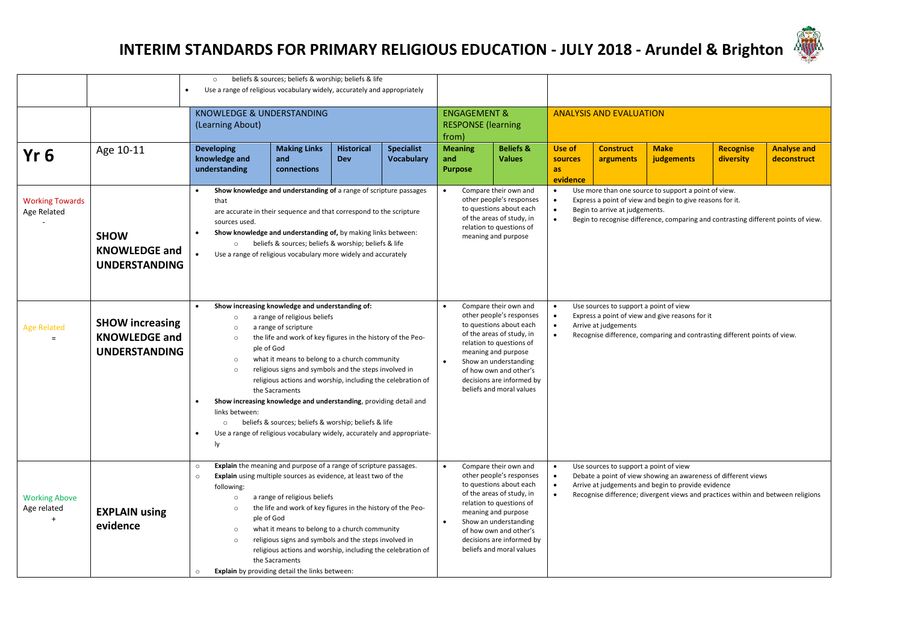# INTERIM STANDARDS FOR PRIMARY RELIGIOUS EDUCATION - JULY 2018 - Arundel & Brighton

| | | KNOWLEDGE & UNDERSTANDING (Learning About) | | | | ENGAGEMENT & RESPONSE (learning from) | | ANALYSIS AND EVALUATION | | | | |
|---|---|---|---|---|---|---|---|---|---|---|---|---|
| | | ○ beliefs & sources; beliefs & worship; beliefs & life<br>• Use a range of religious vocabulary widely, accurately and appropriately | | | | | | | | | | |
| **Yr 6** | Age 10-11 | **Developing knowledge and understanding** | **Making Links and connections** | **Historical Dev** | **Specialist Vocabulary** | **Meaning and Purpose** | **Beliefs & Values** | **Use of sources as evidence** | **Construct arguments** | **Make judgements** | **Recognise diversity** | **Analyse and deconstruct** |
| Working Towards Age Related<br>- | **SHOW KNOWLEDGE and UNDERSTANDING** | • **Show knowledge and understanding of** a range of scripture passages that are accurate in their sequence and that correspond to the scripture sources used.<br>• **Show knowledge and understanding of,** by making links between:<br>○ beliefs & sources; beliefs & worship; beliefs & life<br>• Use a range of religious vocabulary more widely and accurately | | | | • Compare their own and other people's responses to questions about each of the areas of study, in relation to questions of meaning and purpose | | • Use more than one source to support a point of view.<br>• Express a point of view and begin to give reasons for it.<br>• Begin to arrive at judgements.<br>• Begin to recognise difference, comparing and contrasting different points of view. | | | | |
| Age Related<br>= | **SHOW increasing KNOWLEDGE and UNDERSTANDING** | • **Show increasing knowledge and understanding of:**<br>○ a range of religious beliefs<br>○ a range of scripture<br>○ the life and work of key figures in the history of the People of God<br>○ what it means to belong to a church community<br>○ religious signs and symbols and the steps involved in religious actions and worship, including the celebration of the Sacraments<br>• **Show increasing knowledge and understanding**, providing detail and links between:<br>○ beliefs & sources; beliefs & worship; beliefs & life<br>• Use a range of religious vocabulary widely, accurately and appropriately | | | | • Compare their own and other people's responses to questions about each of the areas of study, in relation to questions of meaning and purpose<br>• Show an understanding of how own and other's decisions are informed by beliefs and moral values | | • Use sources to support a point of view<br>• Express a point of view and give reasons for it<br>• Arrive at judgements<br>• Recognise difference, comparing and contrasting different points of view. | | | | |
| Working Above Age related<br>+ | **EXPLAIN using evidence** | ○ **Explain** the meaning and purpose of a range of scripture passages.<br>○ **Explain** using multiple sources as evidence, at least two of the following:<br>○ a range of religious beliefs<br>○ the life and work of key figures in the history of the People of God<br>○ what it means to belong to a church community<br>○ religious signs and symbols and the steps involved in religious actions and worship, including the celebration of the Sacraments<br>○ **Explain** by providing detail the links between: | | | | • Compare their own and other people's responses to questions about each of the areas of study, in relation to questions of meaning and purpose<br>• Show an understanding of how own and other's decisions are informed by beliefs and moral values | | • Use sources to support a point of view<br>• Debate a point of view showing an awareness of different views<br>• Arrive at judgements and begin to provide evidence<br>• Recognise difference; divergent views and practices within and between religions | | | | |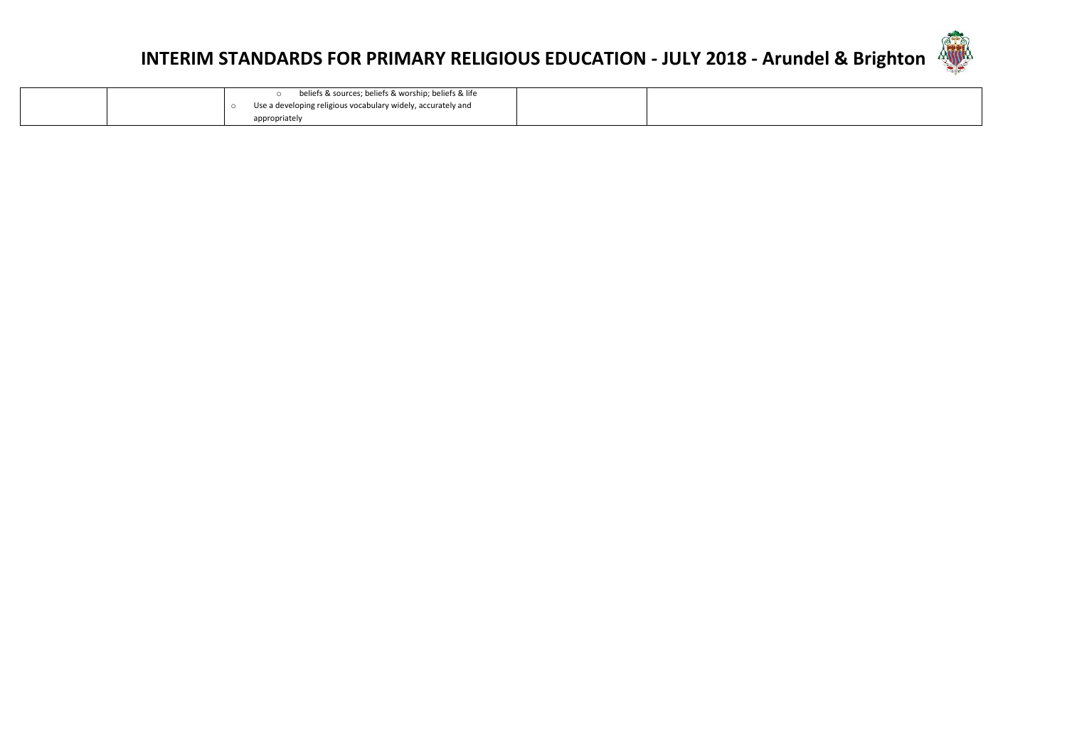| | | | | |
|---|---|---|---|---|
| | | ○ beliefs & sources; beliefs & worship; beliefs & life<br>○ Use a developing religious vocabulary widely, accurately and appropriately | | |